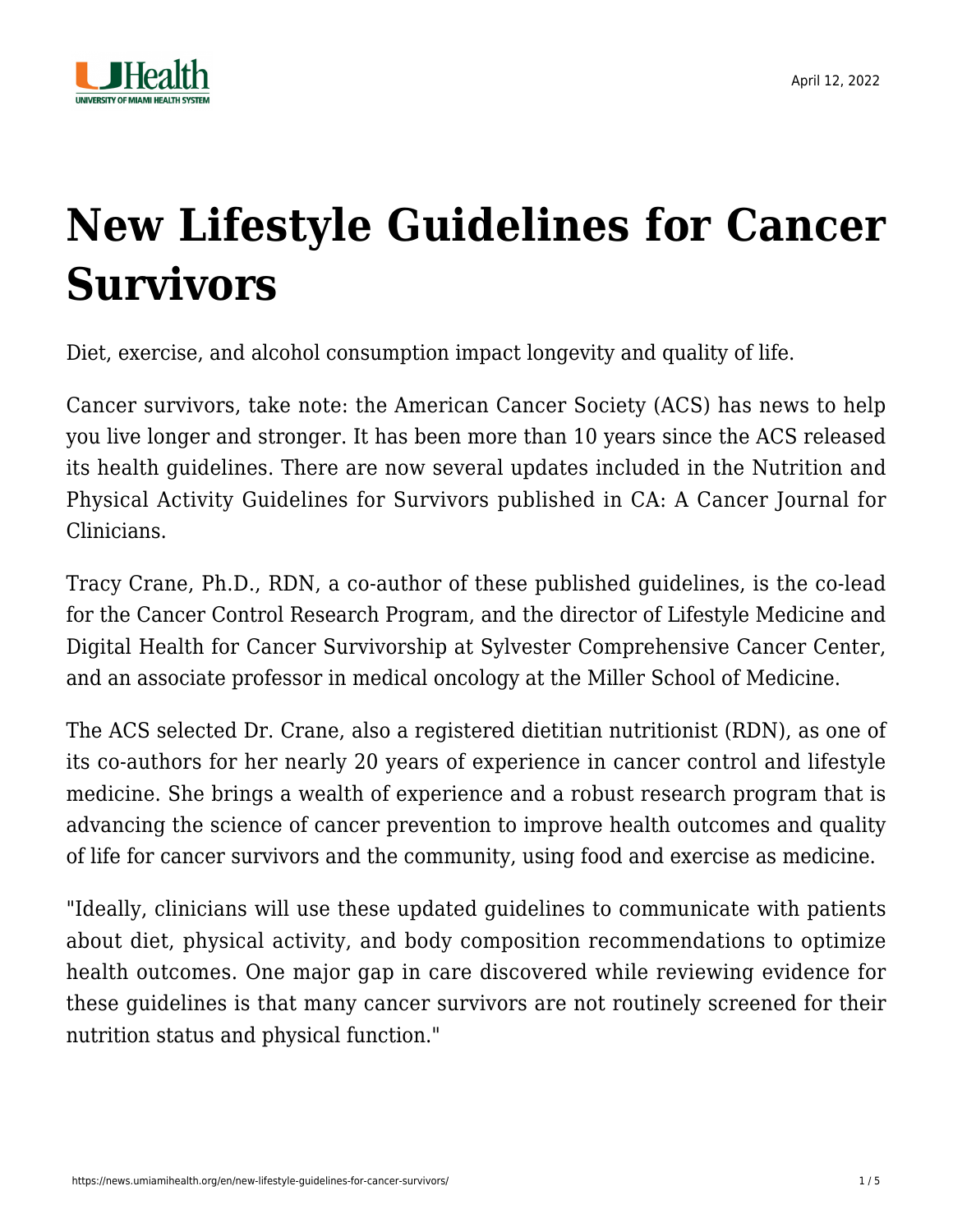# New Lifestyle Guidelines for Cancer Survivors

Diet, exercise, and alcohol consumption impact longevity and quality of life.

Cancer survivors, take note: the American Cancer Society (ACS) has news to help you live longer and stronger. It has been more than 10 years since the ACS released its health guidelines. There are now several updates included in the Nutrition and Physical Activity Guidelines for Survivors published in CA: A Cancer Journal for Clinicians.

Tracy Crane, Ph.D., RDN, a co-author of these published guidelines, is the co-lead for the Cancer Control Research Program, and the director of Lifestyle Medicine and Digital Health for Cancer Survivorship at Sylvester Comprehensive Cancer Center, and an associate professor in medical oncology at the Miller School of Medicine.

The ACS selected Dr. Crane, also a registered dietitian nutritionist (RDN), as one of its co-authors for her nearly 20 years of experience in cancer control and lifestyle medicine. She brings a wealth of experience and a robust research program that is advancing the science of cancer prevention to improve health outcomes and quality of life for cancer survivors and the community, using food and exercise as medicine.

"Ideally, clinicians will use these updated guidelines to communicate with patients about diet, physical activity, and body composition recommendations to optimize health outcomes. One major gap in care discovered while reviewing evidence for these guidelines is that many cancer survivors are not routinely screened for their nutrition status and physical function."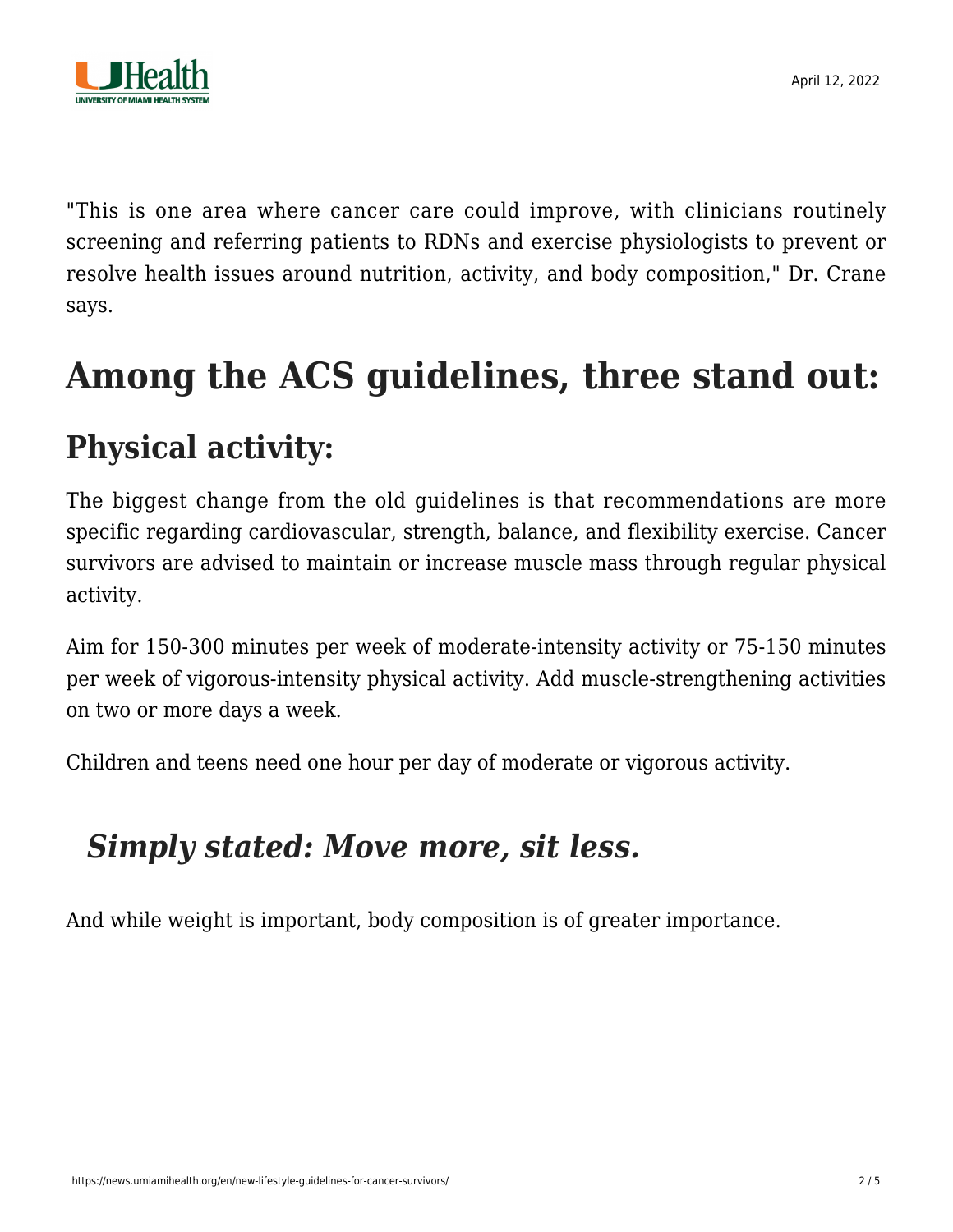"This is one area where cancer care could improve, with clinicians routinely screening and referring patients to RDNs and exercise physiologists to prevent or resolve health issues around nutrition, activity, and body composition," Dr. Crane says.

# Among the ACS guidelines, three stand out:

## Physical activity:

The biggest change from the old guidelines is that recommendations are more specific regarding cardiovascular, strength, balance, and flexibility exercise. Cancer survivors are advised to maintain or increase muscle mass through regular physical activity.

Aim for 150-300 minutes per week of moderate-intensity activity or 75-150 minutes per week of vigorous-intensity physical activity. Add muscle-strengthening activities on two or more days a week.

Children and teens need one hour per day of moderate or vigorous activity.

### *Simply stated: Move more, sit less.*

And while weight is important, body composition is of greater importance.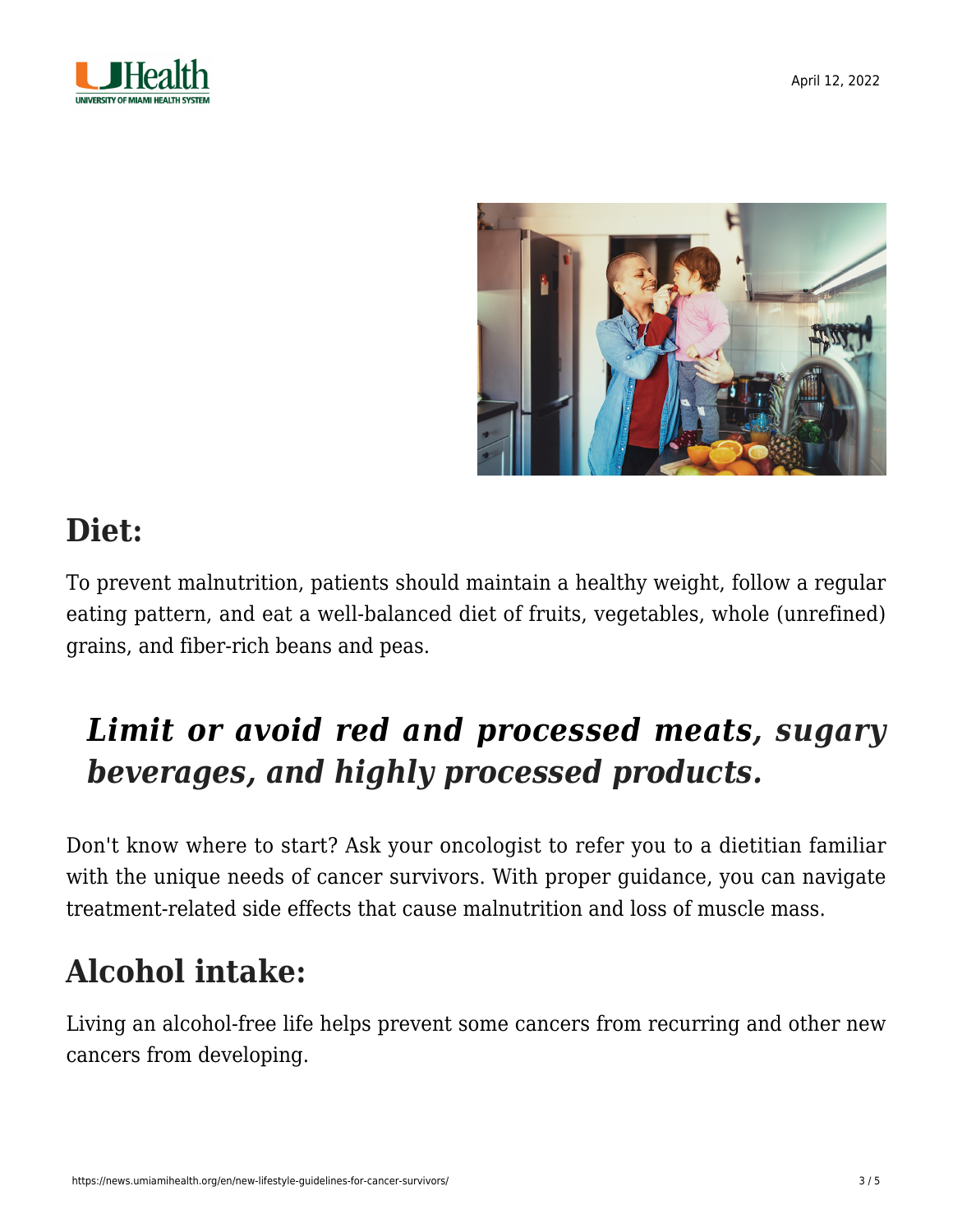## Diet:

To prevent malnutrition, patients should maintain a healthy weight, follow a regular eating pattern, and eat a well-balanced diet of fruits, vegetables, whole (unrefined) grains, and fiber-rich beans and peas.

> ***Limit or avoid red and processed meats, sugary beverages, and highly processed products.***

Don't know where to start? Ask your oncologist to refer you to a dietitian familiar with the unique needs of cancer survivors. With proper guidance, you can navigate treatment-related side effects that cause malnutrition and loss of muscle mass.

## Alcohol intake:

Living an alcohol-free life helps prevent some cancers from recurring and other new cancers from developing.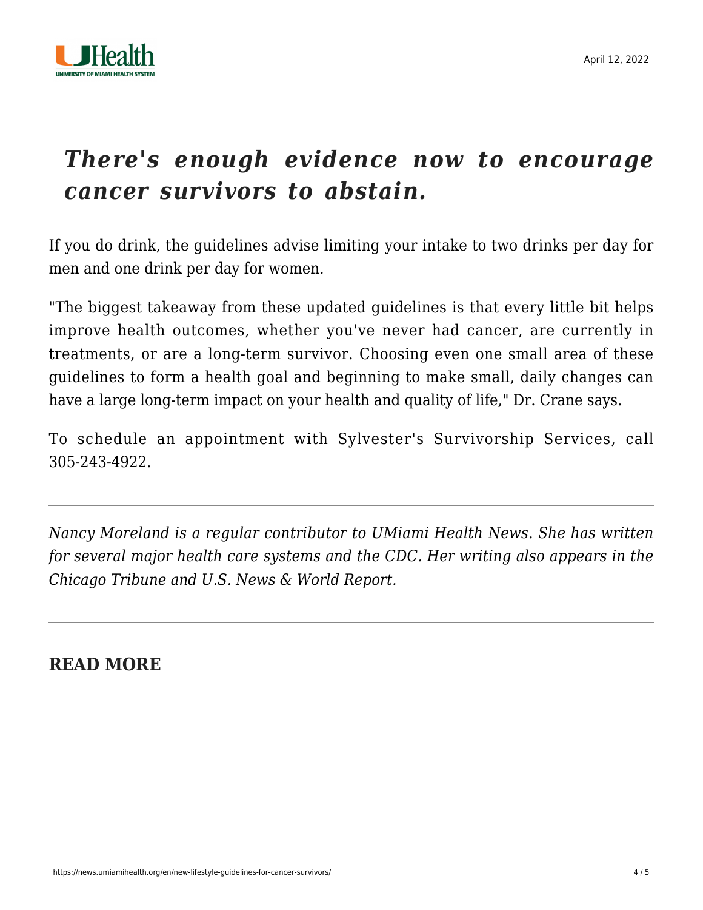> ***There's enough evidence now to encourage cancer survivors to abstain.***

If you do drink, the guidelines advise limiting your intake to two drinks per day for men and one drink per day for women.

"The biggest takeaway from these updated guidelines is that every little bit helps improve health outcomes, whether you've never had cancer, are currently in treatments, or are a long-term survivor. Choosing even one small area of these guidelines to form a health goal and beginning to make small, daily changes can have a large long-term impact on your health and quality of life," Dr. Crane says.

To schedule an appointment with Sylvester's Survivorship Services, call 305-243-4922.

---

*Nancy Moreland is a regular contributor to UMiami Health News. She has written for several major health care systems and the CDC. Her writing also appears in the Chicago Tribune and U.S. News & World Report.*

---

## READ MORE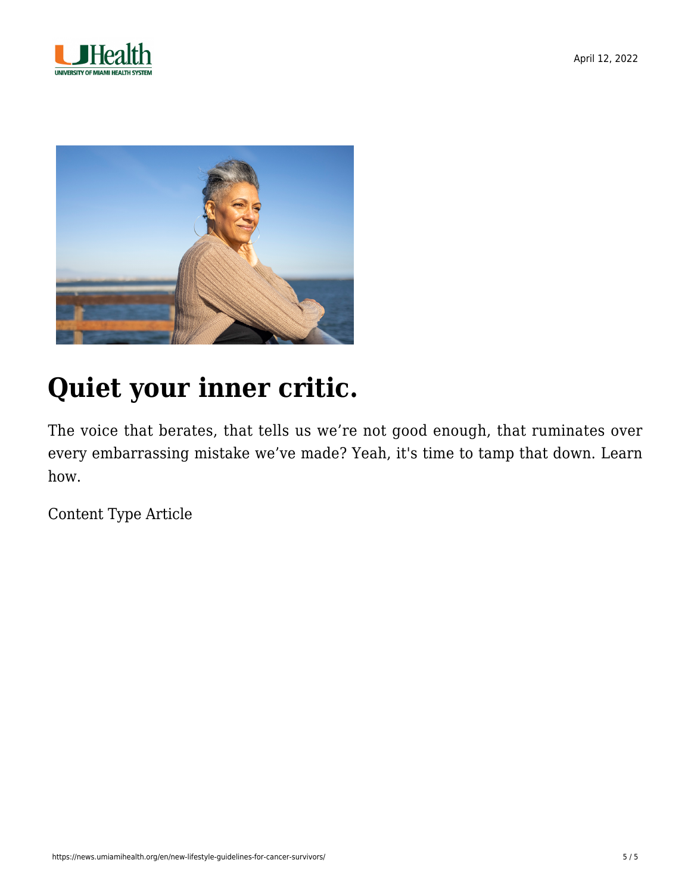# Quiet your inner critic.

The voice that berates, that tells us we’re not good enough, that ruminates over every embarrassing mistake we’ve made? Yeah, it's time to tamp that down. Learn how.

Content Type Article